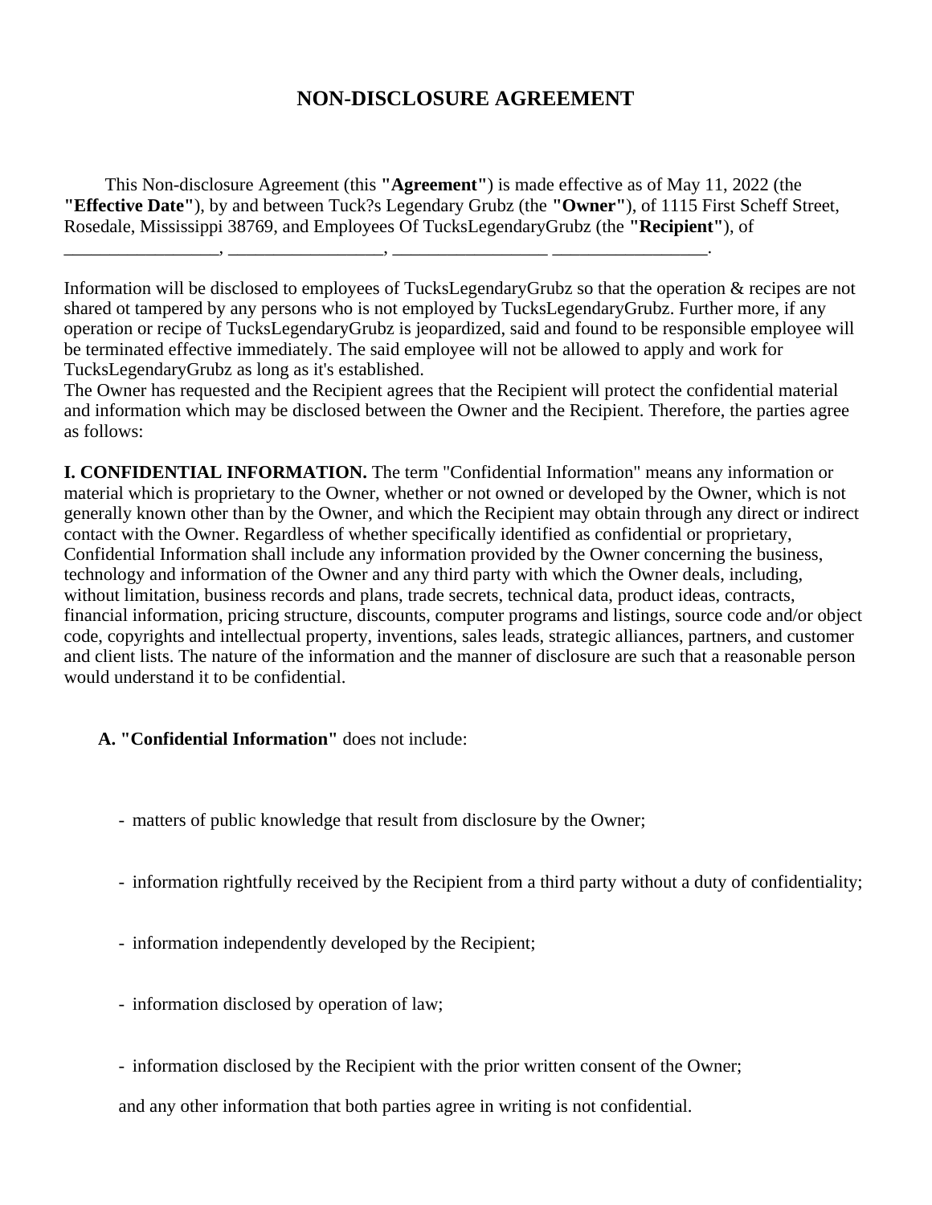# NON-DISCLOSURE AGREEMENT

This Non-disclosure Agreement (this **"Agreement"**) is made effective as of May 11, 2022 (the **"Effective Date"**), by and between Tuck?s Legendary Grubz (the **"Owner"**), of 1115 First Scheff Street, Rosedale, Mississippi 38769, and Employees Of TucksLegendaryGrubz (the **"Recipient"**), of _________________, _________________, _________________ _________________.

Information will be disclosed to employees of TucksLegendaryGrubz so that the operation & recipes are not shared ot tampered by any persons who is not employed by TucksLegendaryGrubz. Further more, if any operation or recipe of TucksLegendaryGrubz is jeopardized, said and found to be responsible employee will be terminated effective immediately. The said employee will not be allowed to apply and work for TucksLegendaryGrubz as long as it's established.
The Owner has requested and the Recipient agrees that the Recipient will protect the confidential material and information which may be disclosed between the Owner and the Recipient. Therefore, the parties agree as follows:

**I. CONFIDENTIAL INFORMATION.** The term "Confidential Information" means any information or material which is proprietary to the Owner, whether or not owned or developed by the Owner, which is not generally known other than by the Owner, and which the Recipient may obtain through any direct or indirect contact with the Owner. Regardless of whether specifically identified as confidential or proprietary, Confidential Information shall include any information provided by the Owner concerning the business, technology and information of the Owner and any third party with which the Owner deals, including, without limitation, business records and plans, trade secrets, technical data, product ideas, contracts, financial information, pricing structure, discounts, computer programs and listings, source code and/or object code, copyrights and intellectual property, inventions, sales leads, strategic alliances, partners, and customer and client lists. The nature of the information and the manner of disclosure are such that a reasonable person would understand it to be confidential.

**A. "Confidential Information"** does not include:

- matters of public knowledge that result from disclosure by the Owner;
- information rightfully received by the Recipient from a third party without a duty of confidentiality;
- information independently developed by the Recipient;
- information disclosed by operation of law;
- information disclosed by the Recipient with the prior written consent of the Owner;

and any other information that both parties agree in writing is not confidential.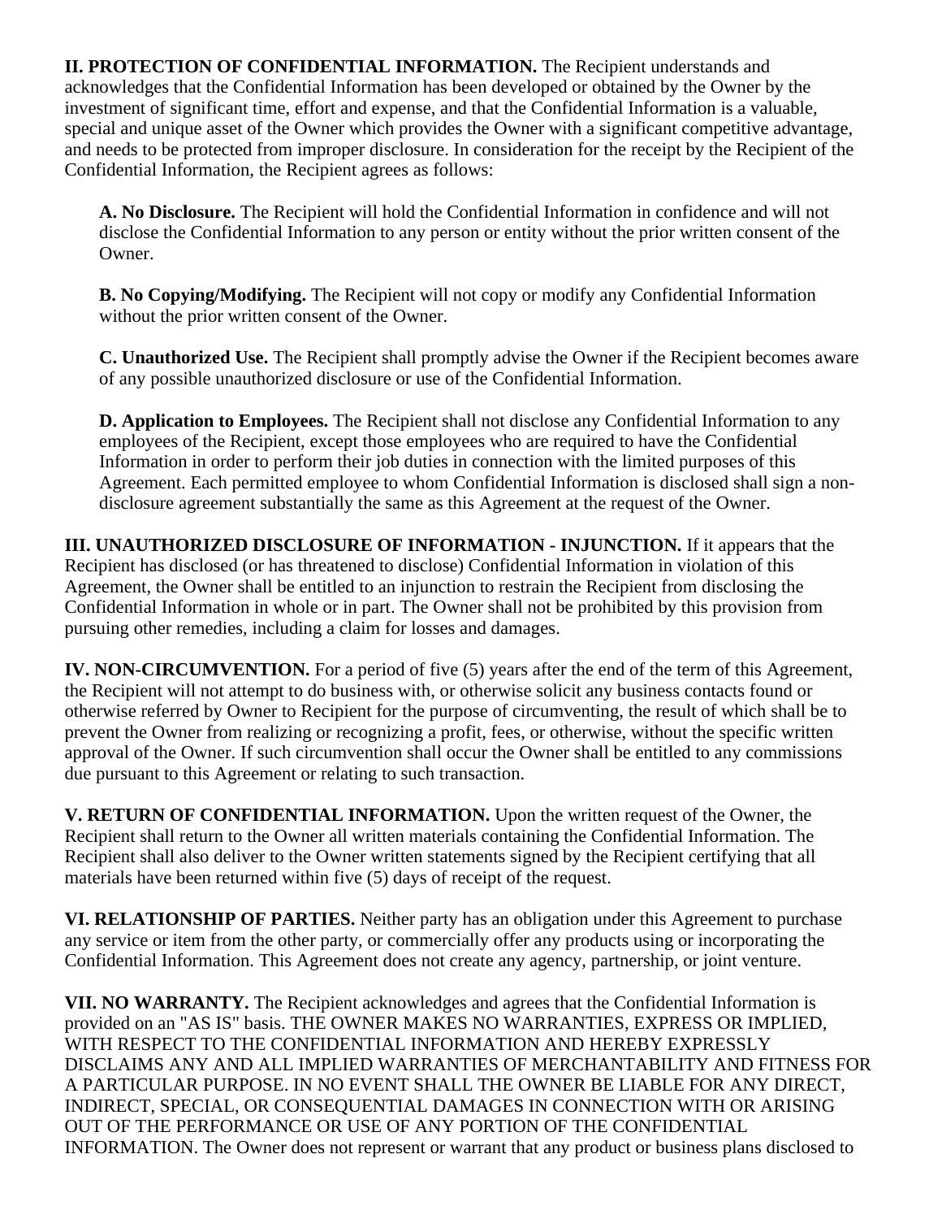**II. PROTECTION OF CONFIDENTIAL INFORMATION.** The Recipient understands and acknowledges that the Confidential Information has been developed or obtained by the Owner by the investment of significant time, effort and expense, and that the Confidential Information is a valuable, special and unique asset of the Owner which provides the Owner with a significant competitive advantage, and needs to be protected from improper disclosure. In consideration for the receipt by the Recipient of the Confidential Information, the Recipient agrees as follows:

> **A. No Disclosure.** The Recipient will hold the Confidential Information in confidence and will not disclose the Confidential Information to any person or entity without the prior written consent of the Owner.
>
> **B. No Copying/Modifying.** The Recipient will not copy or modify any Confidential Information without the prior written consent of the Owner.
>
> **C. Unauthorized Use.** The Recipient shall promptly advise the Owner if the Recipient becomes aware of any possible unauthorized disclosure or use of the Confidential Information.
>
> **D. Application to Employees.** The Recipient shall not disclose any Confidential Information to any employees of the Recipient, except those employees who are required to have the Confidential Information in order to perform their job duties in connection with the limited purposes of this Agreement. Each permitted employee to whom Confidential Information is disclosed shall sign a non-disclosure agreement substantially the same as this Agreement at the request of the Owner.

**III. UNAUTHORIZED DISCLOSURE OF INFORMATION - INJUNCTION.** If it appears that the Recipient has disclosed (or has threatened to disclose) Confidential Information in violation of this Agreement, the Owner shall be entitled to an injunction to restrain the Recipient from disclosing the Confidential Information in whole or in part. The Owner shall not be prohibited by this provision from pursuing other remedies, including a claim for losses and damages.

**IV. NON-CIRCUMVENTION.** For a period of five (5) years after the end of the term of this Agreement, the Recipient will not attempt to do business with, or otherwise solicit any business contacts found or otherwise referred by Owner to Recipient for the purpose of circumventing, the result of which shall be to prevent the Owner from realizing or recognizing a profit, fees, or otherwise, without the specific written approval of the Owner. If such circumvention shall occur the Owner shall be entitled to any commissions due pursuant to this Agreement or relating to such transaction.

**V. RETURN OF CONFIDENTIAL INFORMATION.** Upon the written request of the Owner, the Recipient shall return to the Owner all written materials containing the Confidential Information. The Recipient shall also deliver to the Owner written statements signed by the Recipient certifying that all materials have been returned within five (5) days of receipt of the request.

**VI. RELATIONSHIP OF PARTIES.** Neither party has an obligation under this Agreement to purchase any service or item from the other party, or commercially offer any products using or incorporating the Confidential Information. This Agreement does not create any agency, partnership, or joint venture.

**VII. NO WARRANTY.** The Recipient acknowledges and agrees that the Confidential Information is provided on an "AS IS" basis. THE OWNER MAKES NO WARRANTIES, EXPRESS OR IMPLIED, WITH RESPECT TO THE CONFIDENTIAL INFORMATION AND HEREBY EXPRESSLY DISCLAIMS ANY AND ALL IMPLIED WARRANTIES OF MERCHANTABILITY AND FITNESS FOR A PARTICULAR PURPOSE. IN NO EVENT SHALL THE OWNER BE LIABLE FOR ANY DIRECT, INDIRECT, SPECIAL, OR CONSEQUENTIAL DAMAGES IN CONNECTION WITH OR ARISING OUT OF THE PERFORMANCE OR USE OF ANY PORTION OF THE CONFIDENTIAL INFORMATION. The Owner does not represent or warrant that any product or business plans disclosed to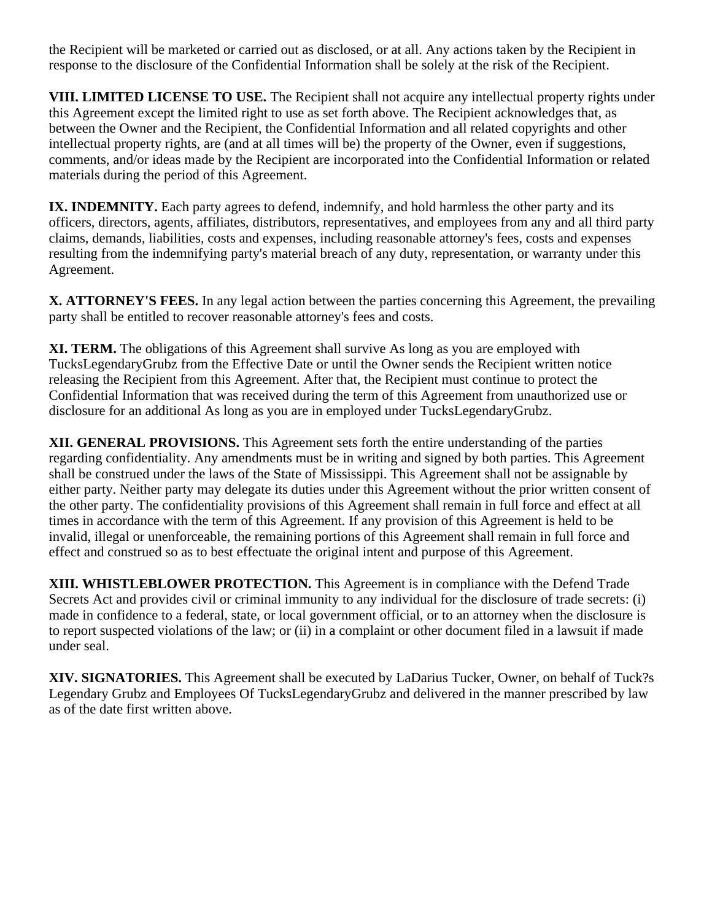the Recipient will be marketed or carried out as disclosed, or at all. Any actions taken by the Recipient in response to the disclosure of the Confidential Information shall be solely at the risk of the Recipient.

**VIII. LIMITED LICENSE TO USE.** The Recipient shall not acquire any intellectual property rights under this Agreement except the limited right to use as set forth above. The Recipient acknowledges that, as between the Owner and the Recipient, the Confidential Information and all related copyrights and other intellectual property rights, are (and at all times will be) the property of the Owner, even if suggestions, comments, and/or ideas made by the Recipient are incorporated into the Confidential Information or related materials during the period of this Agreement.

**IX. INDEMNITY.** Each party agrees to defend, indemnify, and hold harmless the other party and its officers, directors, agents, affiliates, distributors, representatives, and employees from any and all third party claims, demands, liabilities, costs and expenses, including reasonable attorney's fees, costs and expenses resulting from the indemnifying party's material breach of any duty, representation, or warranty under this Agreement.

**X. ATTORNEY'S FEES.** In any legal action between the parties concerning this Agreement, the prevailing party shall be entitled to recover reasonable attorney's fees and costs.

**XI. TERM.** The obligations of this Agreement shall survive As long as you are employed with TucksLegendaryGrubz from the Effective Date or until the Owner sends the Recipient written notice releasing the Recipient from this Agreement. After that, the Recipient must continue to protect the Confidential Information that was received during the term of this Agreement from unauthorized use or disclosure for an additional As long as you are in employed under TucksLegendaryGrubz.

**XII. GENERAL PROVISIONS.** This Agreement sets forth the entire understanding of the parties regarding confidentiality. Any amendments must be in writing and signed by both parties. This Agreement shall be construed under the laws of the State of Mississippi. This Agreement shall not be assignable by either party. Neither party may delegate its duties under this Agreement without the prior written consent of the other party. The confidentiality provisions of this Agreement shall remain in full force and effect at all times in accordance with the term of this Agreement. If any provision of this Agreement is held to be invalid, illegal or unenforceable, the remaining portions of this Agreement shall remain in full force and effect and construed so as to best effectuate the original intent and purpose of this Agreement.

**XIII. WHISTLEBLOWER PROTECTION.** This Agreement is in compliance with the Defend Trade Secrets Act and provides civil or criminal immunity to any individual for the disclosure of trade secrets: (i) made in confidence to a federal, state, or local government official, or to an attorney when the disclosure is to report suspected violations of the law; or (ii) in a complaint or other document filed in a lawsuit if made under seal.

**XIV. SIGNATORIES.** This Agreement shall be executed by LaDarius Tucker, Owner, on behalf of Tuck?s Legendary Grubz and Employees Of TucksLegendaryGrubz and delivered in the manner prescribed by law as of the date first written above.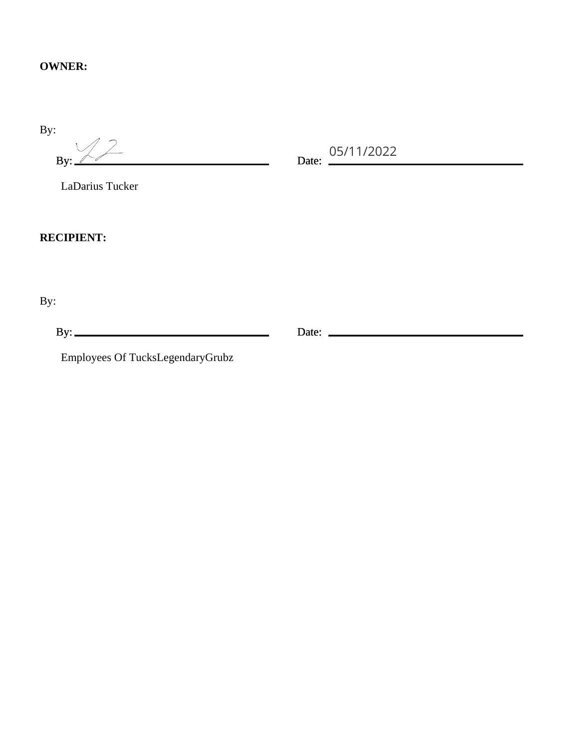**OWNER:**

By:

By: ______________________ Date: 05/11/2022

LaDarius Tucker

**RECIPIENT:**

By:

By: ______________________ Date: ______________________

Employees Of TucksLegendaryGrubz